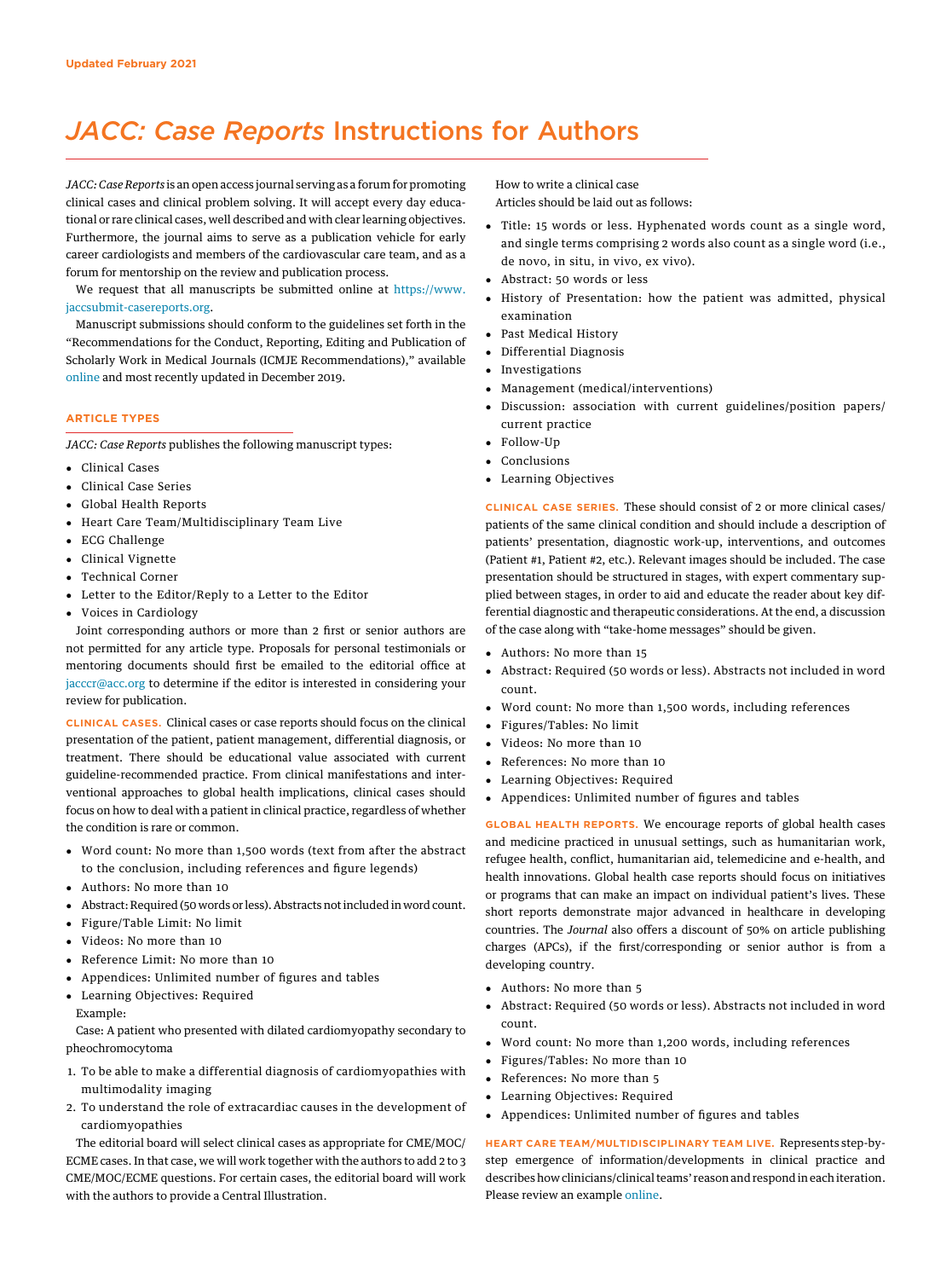Updated February 2021

# *JACC: Case Reports* Instructions for Authors

*JACC: Case Reports* is an open access journal serving as a forum for promoting clinical cases and clinical problem solving. It will accept every day educational or rare clinical cases, well described and with clear learning objectives. Furthermore, the journal aims to serve as a publication vehicle for early career cardiologists and members of the cardiovascular care team, and as a forum for mentorship on the review and publication process.

We request that all manuscripts be submitted online at https://www.jaccsubmit-casereports.org.

Manuscript submissions should conform to the guidelines set forth in the "Recommendations for the Conduct, Reporting, Editing and Publication of Scholarly Work in Medical Journals (ICMJE Recommendations)," available online and most recently updated in December 2019.

## ARTICLE TYPES

*JACC: Case Reports* publishes the following manuscript types:

- Clinical Cases
- Clinical Case Series
- Global Health Reports
- Heart Care Team/Multidisciplinary Team Live
- ECG Challenge
- Clinical Vignette
- Technical Corner
- Letter to the Editor/Reply to a Letter to the Editor
- Voices in Cardiology

Joint corresponding authors or more than 2 first or senior authors are not permitted for any article type. Proposals for personal testimonials or mentoring documents should first be emailed to the editorial office at jacccr@acc.org to determine if the editor is interested in considering your review for publication.

**CLINICAL CASES.** Clinical cases or case reports should focus on the clinical presentation of the patient, patient management, differential diagnosis, or treatment. There should be educational value associated with current guideline-recommended practice. From clinical manifestations and interventional approaches to global health implications, clinical cases should focus on how to deal with a patient in clinical practice, regardless of whether the condition is rare or common.

- Word count: No more than 1,500 words (text from after the abstract to the conclusion, including references and figure legends)
- Authors: No more than 10
- Abstract: Required (50 words or less). Abstracts not included in word count.
- Figure/Table Limit: No limit
- Videos: No more than 10
- Reference Limit: No more than 10
- Appendices: Unlimited number of figures and tables
- Learning Objectives: Required

Example:

Case: A patient who presented with dilated cardiomyopathy secondary to pheochromocytoma

1. To be able to make a differential diagnosis of cardiomyopathies with multimodality imaging
2. To understand the role of extracardiac causes in the development of cardiomyopathies

The editorial board will select clinical cases as appropriate for CME/MOC/ECME cases. In that case, we will work together with the authors to add 2 to 3 CME/MOC/ECME questions. For certain cases, the editorial board will work with the authors to provide a Central Illustration.

How to write a clinical case

Articles should be laid out as follows:

- Title: 15 words or less. Hyphenated words count as a single word, and single terms comprising 2 words also count as a single word (i.e., de novo, in situ, in vivo, ex vivo).
- Abstract: 50 words or less
- History of Presentation: how the patient was admitted, physical examination
- Past Medical History
- Differential Diagnosis
- Investigations
- Management (medical/interventions)
- Discussion: association with current guidelines/position papers/current practice
- Follow-Up
- Conclusions
- Learning Objectives

**CLINICAL CASE SERIES.** These should consist of 2 or more clinical cases/patients of the same clinical condition and should include a description of patients' presentation, diagnostic work-up, interventions, and outcomes (Patient #1, Patient #2, etc.). Relevant images should be included. The case presentation should be structured in stages, with expert commentary supplied between stages, in order to aid and educate the reader about key differential diagnostic and therapeutic considerations. At the end, a discussion of the case along with "take-home messages" should be given.

- Authors: No more than 15
- Abstract: Required (50 words or less). Abstracts not included in word count.
- Word count: No more than 1,500 words, including references
- Figures/Tables: No limit
- Videos: No more than 10
- References: No more than 10
- Learning Objectives: Required
- Appendices: Unlimited number of figures and tables

**GLOBAL HEALTH REPORTS.** We encourage reports of global health cases and medicine practiced in unusual settings, such as humanitarian work, refugee health, conflict, humanitarian aid, telemedicine and e-health, and health innovations. Global health case reports should focus on initiatives or programs that can make an impact on individual patient's lives. These short reports demonstrate major advanced in healthcare in developing countries. The *Journal* also offers a discount of 50% on article publishing charges (APCs), if the first/corresponding or senior author is from a developing country.

- Authors: No more than 5
- Abstract: Required (50 words or less). Abstracts not included in word count.
- Word count: No more than 1,200 words, including references
- Figures/Tables: No more than 10
- References: No more than 5
- Learning Objectives: Required
- Appendices: Unlimited number of figures and tables

**HEART CARE TEAM/MULTIDISCIPLINARY TEAM LIVE.** Represents step-by-step emergence of information/developments in clinical practice and describes how clinicians/clinical teams' reason and respond in each iteration. Please review an example online.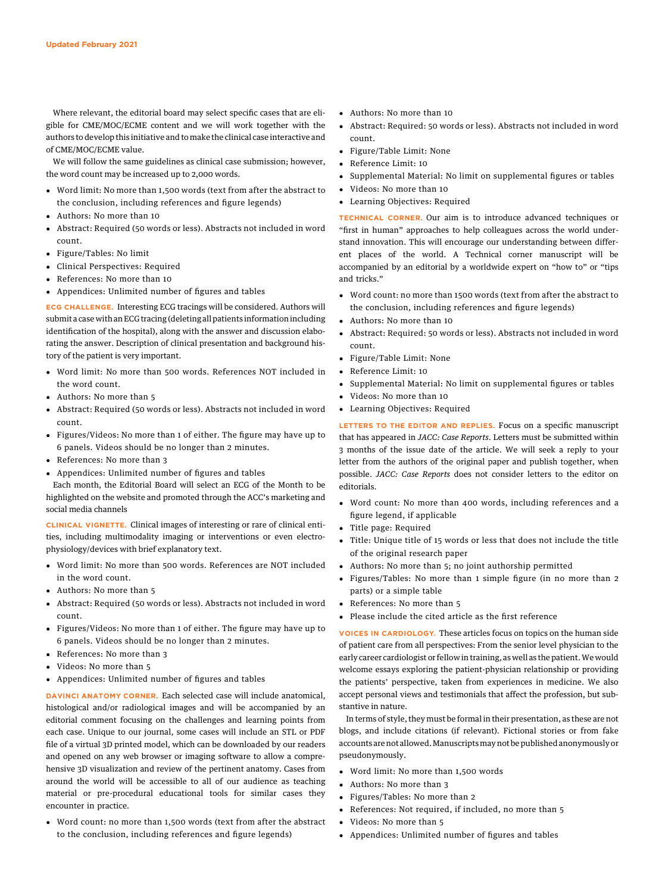Where relevant, the editorial board may select specific cases that are eligible for CME/MOC/ECME content and we will work together with the authors to develop this initiative and to make the clinical case interactive and of CME/MOC/ECME value.

We will follow the same guidelines as clinical case submission; however, the word count may be increased up to 2,000 words.

- Word limit: No more than 1,500 words (text from after the abstract to the conclusion, including references and figure legends)
- Authors: No more than 10
- Abstract: Required (50 words or less). Abstracts not included in word count.
- Figure/Tables: No limit
- Clinical Perspectives: Required
- References: No more than 10
- Appendices: Unlimited number of figures and tables

**ECG CHALLENGE.** Interesting ECG tracings will be considered. Authors will submit a case with an ECG tracing (deleting all patients information including identification of the hospital), along with the answer and discussion elaborating the answer. Description of clinical presentation and background history of the patient is very important.

- Word limit: No more than 500 words. References NOT included in the word count.
- Authors: No more than 5
- Abstract: Required (50 words or less). Abstracts not included in word count.
- Figures/Videos: No more than 1 of either. The figure may have up to 6 panels. Videos should be no longer than 2 minutes.
- References: No more than 3
- Appendices: Unlimited number of figures and tables

Each month, the Editorial Board will select an ECG of the Month to be highlighted on the website and promoted through the ACC's marketing and social media channels

**CLINICAL VIGNETTE.** Clinical images of interesting or rare of clinical entities, including multimodality imaging or interventions or even electrophysiology/devices with brief explanatory text.

- Word limit: No more than 500 words. References are NOT included in the word count.
- Authors: No more than 5
- Abstract: Required (50 words or less). Abstracts not included in word count.
- Figures/Videos: No more than 1 of either. The figure may have up to 6 panels. Videos should be no longer than 2 minutes.
- References: No more than 3
- Videos: No more than 5
- Appendices: Unlimited number of figures and tables

**DAVINCI ANATOMY CORNER.** Each selected case will include anatomical, histological and/or radiological images and will be accompanied by an editorial comment focusing on the challenges and learning points from each case. Unique to our journal, some cases will include an STL or PDF file of a virtual 3D printed model, which can be downloaded by our readers and opened on any web browser or imaging software to allow a comprehensive 3D visualization and review of the pertinent anatomy. Cases from around the world will be accessible to all of our audience as teaching material or pre-procedural educational tools for similar cases they encounter in practice.

- Word count: no more than 1,500 words (text from after the abstract to the conclusion, including references and figure legends)
- Authors: No more than 10
- Abstract: Required: 50 words or less). Abstracts not included in word count.
- Figure/Table Limit: None
- Reference Limit: 10
- Supplemental Material: No limit on supplemental figures or tables
- Videos: No more than 10
- Learning Objectives: Required

**TECHNICAL CORNER.** Our aim is to introduce advanced techniques or "first in human" approaches to help colleagues across the world understand innovation. This will encourage our understanding between different places of the world. A Technical corner manuscript will be accompanied by an editorial by a worldwide expert on "how to" or "tips and tricks."

- Word count: no more than 1500 words (text from after the abstract to the conclusion, including references and figure legends)
- Authors: No more than 10
- Abstract: Required: 50 words or less). Abstracts not included in word count.
- Figure/Table Limit: None
- Reference Limit: 10
- Supplemental Material: No limit on supplemental figures or tables
- Videos: No more than 10
- Learning Objectives: Required

**LETTERS TO THE EDITOR AND REPLIES.** Focus on a specific manuscript that has appeared in *JACC: Case Reports*. Letters must be submitted within 3 months of the issue date of the article. We will seek a reply to your letter from the authors of the original paper and publish together, when possible. *JACC: Case Reports* does not consider letters to the editor on editorials.

- Word count: No more than 400 words, including references and a figure legend, if applicable
- Title page: Required
- Title: Unique title of 15 words or less that does not include the title of the original research paper
- Authors: No more than 5; no joint authorship permitted
- Figures/Tables: No more than 1 simple figure (in no more than 2 parts) or a simple table
- References: No more than 5
- Please include the cited article as the first reference

**VOICES IN CARDIOLOGY.** These articles focus on topics on the human side of patient care from all perspectives: From the senior level physician to the early career cardiologist or fellow in training, as well as the patient. We would welcome essays exploring the patient-physician relationship or providing the patients' perspective, taken from experiences in medicine. We also accept personal views and testimonials that affect the profession, but substantive in nature.

In terms of style, they must be formal in their presentation, as these are not blogs, and include citations (if relevant). Fictional stories or from fake accounts are not allowed. Manuscripts may not be published anonymously or pseudonymously.

- Word limit: No more than 1,500 words
- Authors: No more than 3
- Figures/Tables: No more than 2
- References: Not required, if included, no more than 5
- Videos: No more than 5
- Appendices: Unlimited number of figures and tables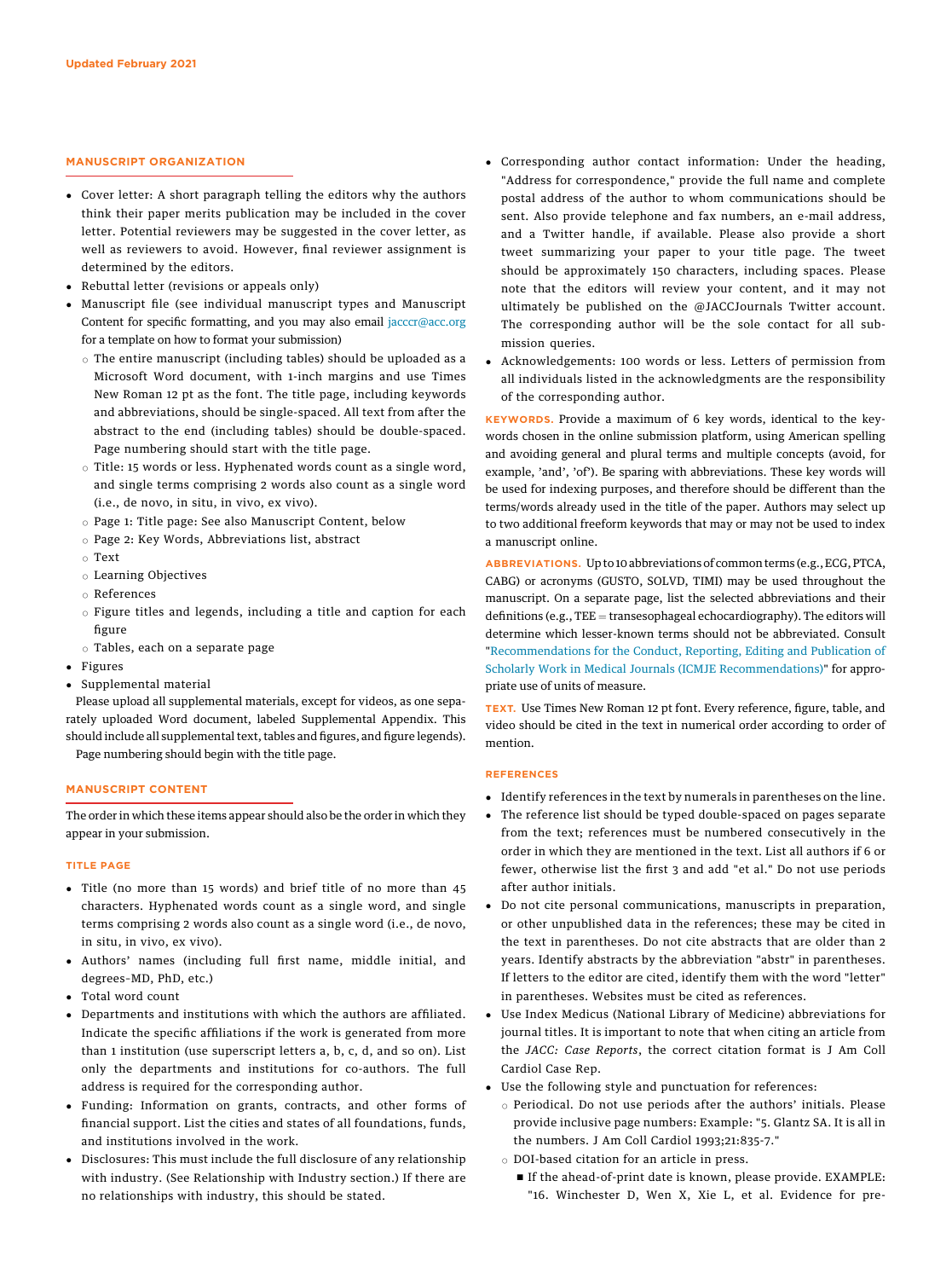## MANUSCRIPT ORGANIZATION

- Cover letter: A short paragraph telling the editors why the authors think their paper merits publication may be included in the cover letter. Potential reviewers may be suggested in the cover letter, as well as reviewers to avoid. However, final reviewer assignment is determined by the editors.
- Rebuttal letter (revisions or appeals only)
- Manuscript file (see individual manuscript types and Manuscript Content for specific formatting, and you may also email jacccr@acc.org for a template on how to format your submission)
  - The entire manuscript (including tables) should be uploaded as a Microsoft Word document, with 1-inch margins and use Times New Roman 12 pt as the font. The title page, including keywords and abbreviations, should be single-spaced. All text from after the abstract to the end (including tables) should be double-spaced. Page numbering should start with the title page.
  - Title: 15 words or less. Hyphenated words count as a single word, and single terms comprising 2 words also count as a single word (i.e., de novo, in situ, in vivo, ex vivo).
  - Page 1: Title page: See also Manuscript Content, below
  - Page 2: Key Words, Abbreviations list, abstract
  - Text
  - Learning Objectives
  - References
  - Figure titles and legends, including a title and caption for each figure
  - Tables, each on a separate page
- Figures
- Supplemental material

Please upload all supplemental materials, except for videos, as one separately uploaded Word document, labeled Supplemental Appendix. This should include all supplemental text, tables and figures, and figure legends).

Page numbering should begin with the title page.

## MANUSCRIPT CONTENT

The order in which these items appear should also be the order in which they appear in your submission.

### TITLE PAGE

- Title (no more than 15 words) and brief title of no more than 45 characters. Hyphenated words count as a single word, and single terms comprising 2 words also count as a single word (i.e., de novo, in situ, in vivo, ex vivo).
- Authors' names (including full first name, middle initial, and degrees-MD, PhD, etc.)
- Total word count
- Departments and institutions with which the authors are affiliated. Indicate the specific affiliations if the work is generated from more than 1 institution (use superscript letters a, b, c, d, and so on). List only the departments and institutions for co-authors. The full address is required for the corresponding author.
- Funding: Information on grants, contracts, and other forms of financial support. List the cities and states of all foundations, funds, and institutions involved in the work.
- Disclosures: This must include the full disclosure of any relationship with industry. (See Relationship with Industry section.) If there are no relationships with industry, this should be stated.
- Corresponding author contact information: Under the heading, "Address for correspondence," provide the full name and complete postal address of the author to whom communications should be sent. Also provide telephone and fax numbers, an e-mail address, and a Twitter handle, if available. Please also provide a short tweet summarizing your paper to your title page. The tweet should be approximately 150 characters, including spaces. Please note that the editors will review your content, and it may not ultimately be published on the @JACCJournals Twitter account. The corresponding author will be the sole contact for all submission queries.
- Acknowledgements: 100 words or less. Letters of permission from all individuals listed in the acknowledgments are the responsibility of the corresponding author.

**KEYWORDS.** Provide a maximum of 6 key words, identical to the keywords chosen in the online submission platform, using American spelling and avoiding general and plural terms and multiple concepts (avoid, for example, 'and', 'of'). Be sparing with abbreviations. These key words will be used for indexing purposes, and therefore should be different than the terms/words already used in the title of the paper. Authors may select up to two additional freeform keywords that may or may not be used to index a manuscript online.

**ABBREVIATIONS.** Up to 10 abbreviations of common terms (e.g., ECG, PTCA, CABG) or acronyms (GUSTO, SOLVD, TIMI) may be used throughout the manuscript. On a separate page, list the selected abbreviations and their definitions (e.g., TEE = transesophageal echocardiography). The editors will determine which lesser-known terms should not be abbreviated. Consult "Recommendations for the Conduct, Reporting, Editing and Publication of Scholarly Work in Medical Journals (ICMJE Recommendations)" for appropriate use of units of measure.

**TEXT.** Use Times New Roman 12 pt font. Every reference, figure, table, and video should be cited in the text in numerical order according to order of mention.

### REFERENCES

- Identify references in the text by numerals in parentheses on the line.
- The reference list should be typed double-spaced on pages separate from the text; references must be numbered consecutively in the order in which they are mentioned in the text. List all authors if 6 or fewer, otherwise list the first 3 and add "et al." Do not use periods after author initials.
- Do not cite personal communications, manuscripts in preparation, or other unpublished data in the references; these may be cited in the text in parentheses. Do not cite abstracts that are older than 2 years. Identify abstracts by the abbreviation "abstr" in parentheses. If letters to the editor are cited, identify them with the word "letter" in parentheses. Websites must be cited as references.
- Use Index Medicus (National Library of Medicine) abbreviations for journal titles. It is important to note that when citing an article from the *JACC: Case Reports*, the correct citation format is J Am Coll Cardiol Case Rep.
- Use the following style and punctuation for references:
  - Periodical. Do not use periods after the authors' initials. Please provide inclusive page numbers: Example: "5. Glantz SA. It is all in the numbers. J Am Coll Cardiol 1993;21:835-7."
  - DOI-based citation for an article in press.
    - If the ahead-of-print date is known, please provide. EXAMPLE: "16. Winchester D, Wen X, Xie L, et al. Evidence for pre-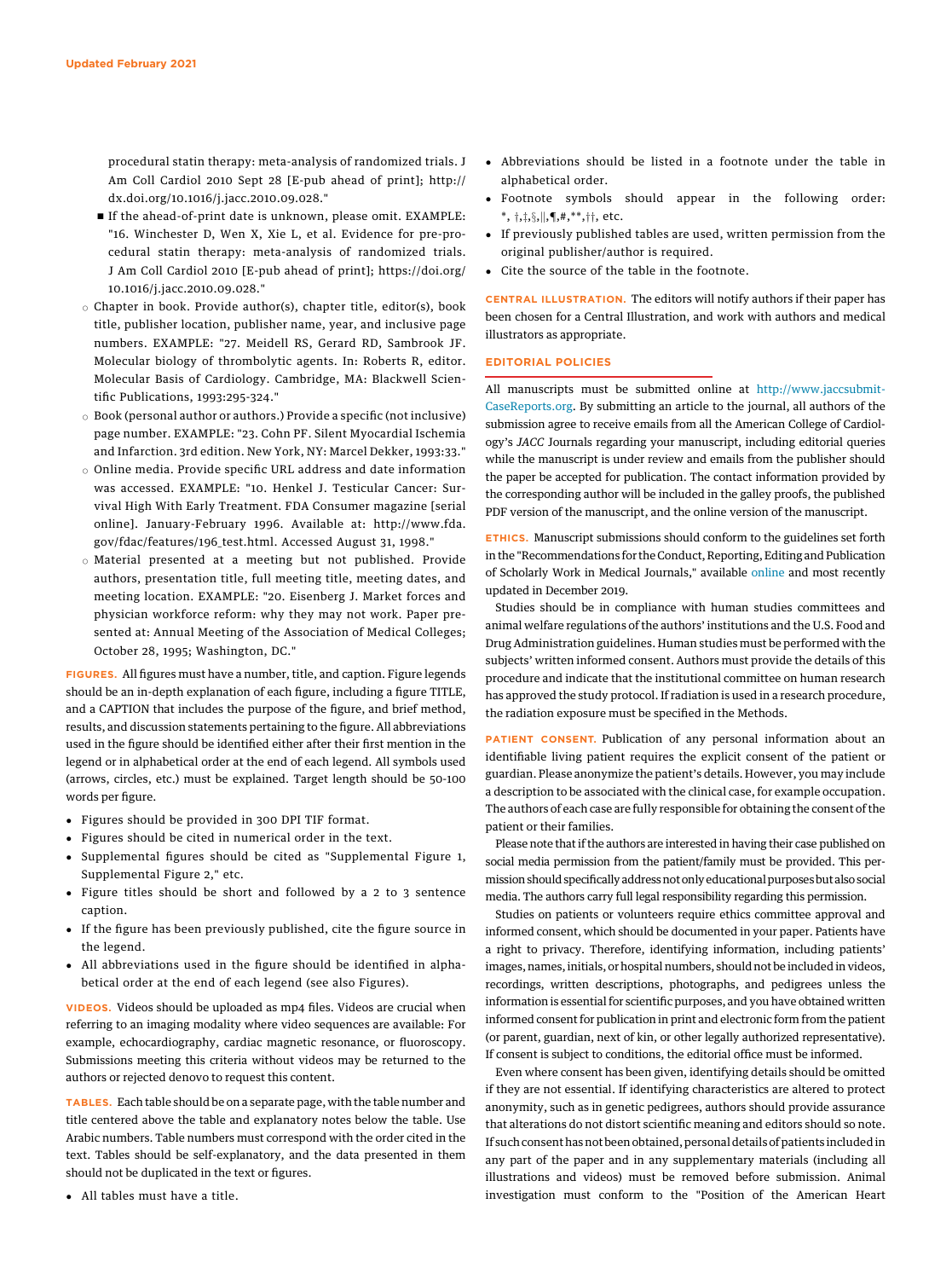procedural statin therapy: meta-analysis of randomized trials. J Am Coll Cardiol 2010 Sept 28 [E-pub ahead of print]; http://dx.doi.org/10.1016/j.jacc.2010.09.028."

- If the ahead-of-print date is unknown, please omit. EXAMPLE: "16. Winchester D, Wen X, Xie L, et al. Evidence for pre-procedural statin therapy: meta-analysis of randomized trials. J Am Coll Cardiol 2010 [E-pub ahead of print]; https://doi.org/10.1016/j.jacc.2010.09.028."

- Chapter in book. Provide author(s), chapter title, editor(s), book title, publisher location, publisher name, year, and inclusive page numbers. EXAMPLE: "27. Meidell RS, Gerard RD, Sambrook JF. Molecular biology of thrombolytic agents. In: Roberts R, editor. Molecular Basis of Cardiology. Cambridge, MA: Blackwell Scientific Publications, 1993:295-324."
- Book (personal author or authors.) Provide a specific (not inclusive) page number. EXAMPLE: "23. Cohn PF. Silent Myocardial Ischemia and Infarction. 3rd edition. New York, NY: Marcel Dekker, 1993:33."
- Online media. Provide specific URL address and date information was accessed. EXAMPLE: "10. Henkel J. Testicular Cancer: Survival High With Early Treatment. FDA Consumer magazine [serial online]. January-February 1996. Available at: http://www.fda.gov/fdac/features/196_test.html. Accessed August 31, 1998."
- Material presented at a meeting but not published. Provide authors, presentation title, full meeting title, meeting dates, and meeting location. EXAMPLE: "20. Eisenberg J. Market forces and physician workforce reform: why they may not work. Paper presented at: Annual Meeting of the Association of Medical Colleges; October 28, 1995; Washington, DC."

**FIGURES.** All figures must have a number, title, and caption. Figure legends should be an in-depth explanation of each figure, including a figure TITLE, and a CAPTION that includes the purpose of the figure, and brief method, results, and discussion statements pertaining to the figure. All abbreviations used in the figure should be identified either after their first mention in the legend or in alphabetical order at the end of each legend. All symbols used (arrows, circles, etc.) must be explained. Target length should be 50-100 words per figure.

- Figures should be provided in 300 DPI TIF format.
- Figures should be cited in numerical order in the text.
- Supplemental figures should be cited as "Supplemental Figure 1, Supplemental Figure 2," etc.
- Figure titles should be short and followed by a 2 to 3 sentence caption.
- If the figure has been previously published, cite the figure source in the legend.
- All abbreviations used in the figure should be identified in alphabetical order at the end of each legend (see also Figures).

**VIDEOS.** Videos should be uploaded as mp4 files. Videos are crucial when referring to an imaging modality where video sequences are available: For example, echocardiography, cardiac magnetic resonance, or fluoroscopy. Submissions meeting this criteria without videos may be returned to the authors or rejected denovo to request this content.

**TABLES.** Each table should be on a separate page, with the table number and title centered above the table and explanatory notes below the table. Use Arabic numbers. Table numbers must correspond with the order cited in the text. Tables should be self-explanatory, and the data presented in them should not be duplicated in the text or figures.

- All tables must have a title.
- Abbreviations should be listed in a footnote under the table in alphabetical order.
- Footnote symbols should appear in the following order: *, †,‡,§,||,¶,#,**,††, etc.
- If previously published tables are used, written permission from the original publisher/author is required.
- Cite the source of the table in the footnote.

**CENTRAL ILLUSTRATION.** The editors will notify authors if their paper has been chosen for a Central Illustration, and work with authors and medical illustrators as appropriate.

## EDITORIAL POLICIES

All manuscripts must be submitted online at http://www.jaccsubmit-CaseReports.org. By submitting an article to the journal, all authors of the submission agree to receive emails from all the American College of Cardiology's *JACC* Journals regarding your manuscript, including editorial queries while the manuscript is under review and emails from the publisher should the paper be accepted for publication. The contact information provided by the corresponding author will be included in the galley proofs, the published PDF version of the manuscript, and the online version of the manuscript.

**ETHICS.** Manuscript submissions should conform to the guidelines set forth in the "Recommendations for the Conduct, Reporting, Editing and Publication of Scholarly Work in Medical Journals," available online and most recently updated in December 2019.

Studies should be in compliance with human studies committees and animal welfare regulations of the authors' institutions and the U.S. Food and Drug Administration guidelines. Human studies must be performed with the subjects' written informed consent. Authors must provide the details of this procedure and indicate that the institutional committee on human research has approved the study protocol. If radiation is used in a research procedure, the radiation exposure must be specified in the Methods.

**PATIENT CONSENT.** Publication of any personal information about an identifiable living patient requires the explicit consent of the patient or guardian. Please anonymize the patient's details. However, you may include a description to be associated with the clinical case, for example occupation. The authors of each case are fully responsible for obtaining the consent of the patient or their families.

Please note that if the authors are interested in having their case published on social media permission from the patient/family must be provided. This permission should specifically address not only educational purposes but also social media. The authors carry full legal responsibility regarding this permission.

Studies on patients or volunteers require ethics committee approval and informed consent, which should be documented in your paper. Patients have a right to privacy. Therefore, identifying information, including patients' images, names, initials, or hospital numbers, should not be included in videos, recordings, written descriptions, photographs, and pedigrees unless the information is essential for scientific purposes, and you have obtained written informed consent for publication in print and electronic form from the patient (or parent, guardian, next of kin, or other legally authorized representative). If consent is subject to conditions, the editorial office must be informed.

Even where consent has been given, identifying details should be omitted if they are not essential. If identifying characteristics are altered to protect anonymity, such as in genetic pedigrees, authors should provide assurance that alterations do not distort scientific meaning and editors should so note. If such consent has not been obtained, personal details of patients included in any part of the paper and in any supplementary materials (including all illustrations and videos) must be removed before submission. Animal investigation must conform to the "Position of the American Heart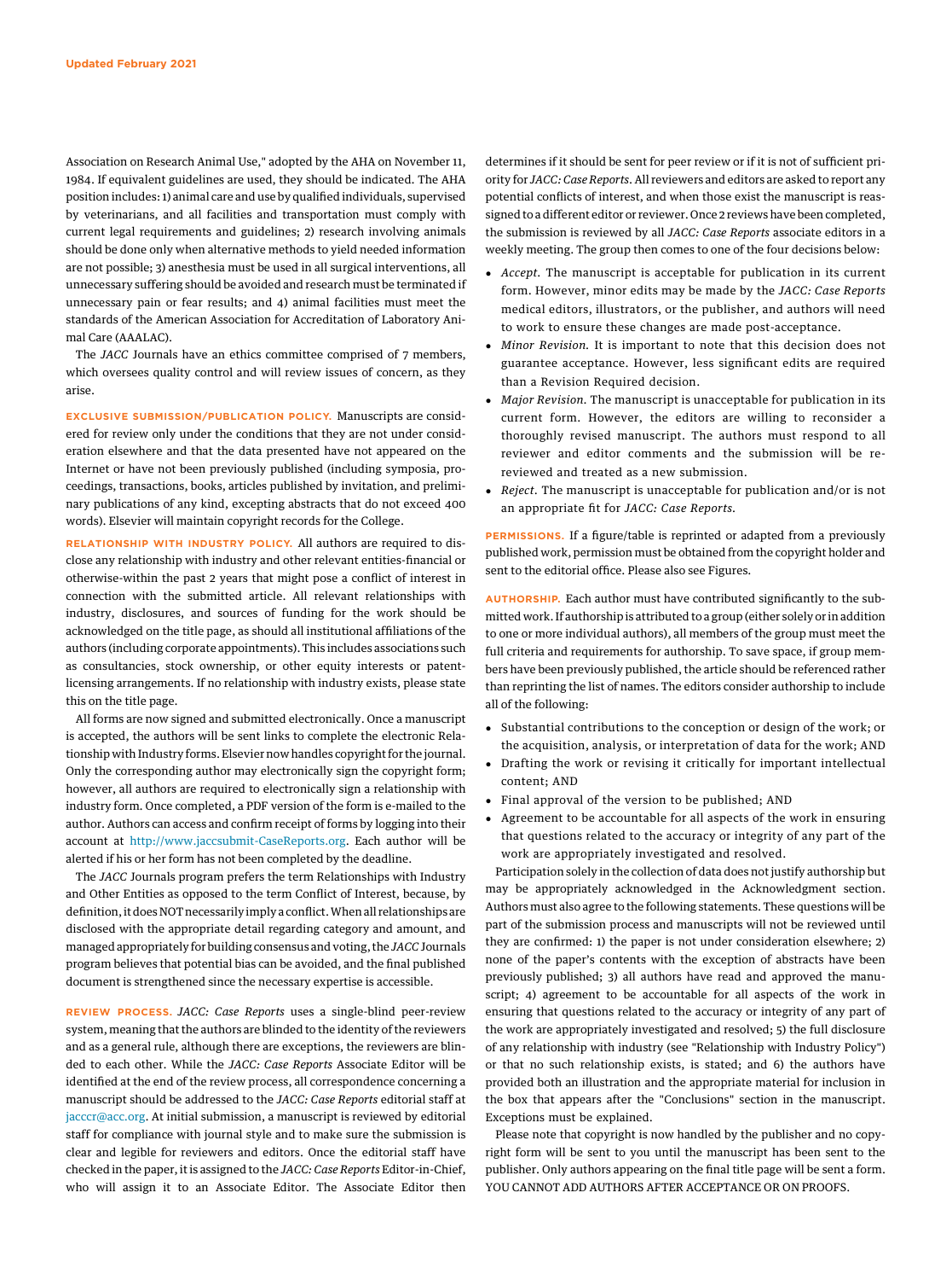Association on Research Animal Use," adopted by the AHA on November 11, 1984. If equivalent guidelines are used, they should be indicated. The AHA position includes: 1) animal care and use by qualified individuals, supervised by veterinarians, and all facilities and transportation must comply with current legal requirements and guidelines; 2) research involving animals should be done only when alternative methods to yield needed information are not possible; 3) anesthesia must be used in all surgical interventions, all unnecessary suffering should be avoided and research must be terminated if unnecessary pain or fear results; and 4) animal facilities must meet the standards of the American Association for Accreditation of Laboratory Animal Care (AAALAC).

The *JACC* Journals have an ethics committee comprised of 7 members, which oversees quality control and will review issues of concern, as they arise.

**EXCLUSIVE SUBMISSION/PUBLICATION POLICY.** Manuscripts are considered for review only under the conditions that they are not under consideration elsewhere and that the data presented have not appeared on the Internet or have not been previously published (including symposia, proceedings, transactions, books, articles published by invitation, and preliminary publications of any kind, excepting abstracts that do not exceed 400 words). Elsevier will maintain copyright records for the College.

**RELATIONSHIP WITH INDUSTRY POLICY.** All authors are required to disclose any relationship with industry and other relevant entities-financial or otherwise-within the past 2 years that might pose a conflict of interest in connection with the submitted article. All relevant relationships with industry, disclosures, and sources of funding for the work should be acknowledged on the title page, as should all institutional affiliations of the authors (including corporate appointments). This includes associations such as consultancies, stock ownership, or other equity interests or patent-licensing arrangements. If no relationship with industry exists, please state this on the title page.

All forms are now signed and submitted electronically. Once a manuscript is accepted, the authors will be sent links to complete the electronic Relationship with Industry forms. Elsevier now handles copyright for the journal. Only the corresponding author may electronically sign the copyright form; however, all authors are required to electronically sign a relationship with industry form. Once completed, a PDF version of the form is e-mailed to the author. Authors can access and confirm receipt of forms by logging into their account at http://www.jaccsubmit-CaseReports.org. Each author will be alerted if his or her form has not been completed by the deadline.

The *JACC* Journals program prefers the term Relationships with Industry and Other Entities as opposed to the term Conflict of Interest, because, by definition, it does NOT necessarily imply a conflict. When all relationships are disclosed with the appropriate detail regarding category and amount, and managed appropriately for building consensus and voting, the *JACC* Journals program believes that potential bias can be avoided, and the final published document is strengthened since the necessary expertise is accessible.

**REVIEW PROCESS.** *JACC: Case Reports* uses a single-blind peer-review system, meaning that the authors are blinded to the identity of the reviewers and as a general rule, although there are exceptions, the reviewers are blinded to each other. While the *JACC: Case Reports* Associate Editor will be identified at the end of the review process, all correspondence concerning a manuscript should be addressed to the *JACC: Case Reports* editorial staff at jacccr@acc.org. At initial submission, a manuscript is reviewed by editorial staff for compliance with journal style and to make sure the submission is clear and legible for reviewers and editors. Once the editorial staff have checked in the paper, it is assigned to the *JACC: Case Reports* Editor-in-Chief, who will assign it to an Associate Editor. The Associate Editor then determines if it should be sent for peer review or if it is not of sufficient priority for *JACC: Case Reports*. All reviewers and editors are asked to report any potential conflicts of interest, and when those exist the manuscript is reassigned to a different editor or reviewer. Once 2 reviews have been completed, the submission is reviewed by all *JACC: Case Reports* associate editors in a weekly meeting. The group then comes to one of the four decisions below:

- *Accept*. The manuscript is acceptable for publication in its current form. However, minor edits may be made by the *JACC: Case Reports* medical editors, illustrators, or the publisher, and authors will need to work to ensure these changes are made post-acceptance.
- *Minor Revision*. It is important to note that this decision does not guarantee acceptance. However, less significant edits are required than a Revision Required decision.
- *Major Revision*. The manuscript is unacceptable for publication in its current form. However, the editors are willing to reconsider a thoroughly revised manuscript. The authors must respond to all reviewer and editor comments and the submission will be re-reviewed and treated as a new submission.
- *Reject*. The manuscript is unacceptable for publication and/or is not an appropriate fit for *JACC: Case Reports*.

**PERMISSIONS.** If a figure/table is reprinted or adapted from a previously published work, permission must be obtained from the copyright holder and sent to the editorial office. Please also see Figures.

**AUTHORSHIP.** Each author must have contributed significantly to the submitted work. If authorship is attributed to a group (either solely or in addition to one or more individual authors), all members of the group must meet the full criteria and requirements for authorship. To save space, if group members have been previously published, the article should be referenced rather than reprinting the list of names. The editors consider authorship to include all of the following:

- Substantial contributions to the conception or design of the work; or the acquisition, analysis, or interpretation of data for the work; AND
- Drafting the work or revising it critically for important intellectual content; AND
- Final approval of the version to be published; AND
- Agreement to be accountable for all aspects of the work in ensuring that questions related to the accuracy or integrity of any part of the work are appropriately investigated and resolved.

Participation solely in the collection of data does not justify authorship but may be appropriately acknowledged in the Acknowledgment section. Authors must also agree to the following statements. These questions will be part of the submission process and manuscripts will not be reviewed until they are confirmed: 1) the paper is not under consideration elsewhere; 2) none of the paper's contents with the exception of abstracts have been previously published; 3) all authors have read and approved the manuscript; 4) agreement to be accountable for all aspects of the work in ensuring that questions related to the accuracy or integrity of any part of the work are appropriately investigated and resolved; 5) the full disclosure of any relationship with industry (see "Relationship with Industry Policy") or that no such relationship exists, is stated; and 6) the authors have provided both an illustration and the appropriate material for inclusion in the box that appears after the "Conclusions" section in the manuscript. Exceptions must be explained.

Please note that copyright is now handled by the publisher and no copyright form will be sent to you until the manuscript has been sent to the publisher. Only authors appearing on the final title page will be sent a form. YOU CANNOT ADD AUTHORS AFTER ACCEPTANCE OR ON PROOFS.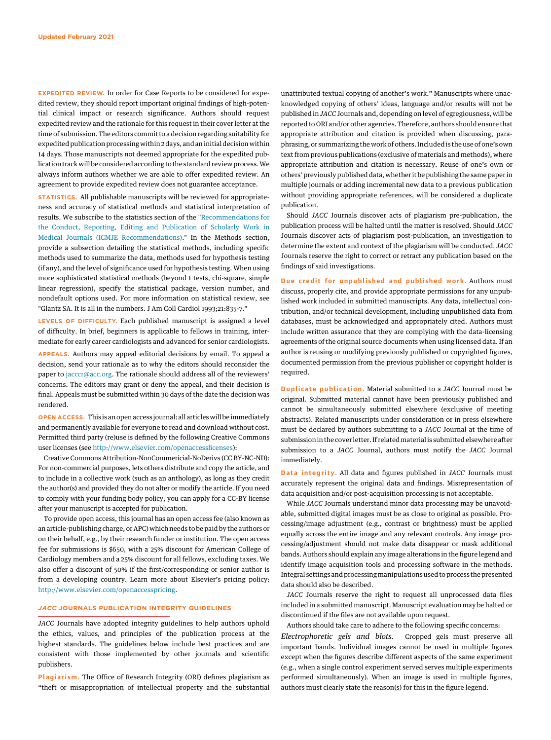**EXPEDITED REVIEW.** In order for Case Reports to be considered for expedited review, they should report important original findings of high-potential clinical impact or research significance. Authors should request expedited review and the rationale for this request in their cover letter at the time of submission. The editors commit to a decision regarding suitability for expedited publication processing within 2 days, and an initial decision within 14 days. Those manuscripts not deemed appropriate for the expedited publication track will be considered according to the standard review process. We always inform authors whether we are able to offer expedited review. An agreement to provide expedited review does not guarantee acceptance.

**STATISTICS.** All publishable manuscripts will be reviewed for appropriateness and accuracy of statistical methods and statistical interpretation of results. We subscribe to the statistics section of the "Recommendations for the Conduct, Reporting, Editing and Publication of Scholarly Work in Medical Journals (ICMJE Recommendations)." In the Methods section, provide a subsection detailing the statistical methods, including specific methods used to summarize the data, methods used for hypothesis testing (if any), and the level of significance used for hypothesis testing. When using more sophisticated statistical methods (beyond t tests, chi-square, simple linear regression), specify the statistical package, version number, and nondefault options used. For more information on statistical review, see "Glantz SA. It is all in the numbers. J Am Coll Cardiol 1993;21:835-7."

**LEVELS OF DIFFICULTY.** Each published manuscript is assigned a level of difficulty. In brief, beginners is applicable to fellows in training, intermediate for early career cardiologists and advanced for senior cardiologists.

**APPEALS.** Authors may appeal editorial decisions by email. To appeal a decision, send your rationale as to why the editors should reconsider the paper to jacccr@acc.org. The rationale should address all of the reviewers' concerns. The editors may grant or deny the appeal, and their decision is final. Appeals must be submitted within 30 days of the date the decision was rendered.

**OPEN ACCESS.** This is an open access journal: all articles will be immediately and permanently available for everyone to read and download without cost. Permitted third party (re)use is defined by the following Creative Commons user licenses (see http://www.elsevier.com/openaccesslicenses):

Creative Commons Attribution-NonCommercial-NoDerivs (CC BY-NC-ND): For non-commercial purposes, lets others distribute and copy the article, and to include in a collective work (such as an anthology), as long as they credit the author(s) and provided they do not alter or modify the article. If you need to comply with your funding body policy, you can apply for a CC-BY license after your manuscript is accepted for publication.

To provide open access, this journal has an open access fee (also known as an article-publishing charge, or APC) which needs to be paid by the authors or on their behalf, e.g., by their research funder or institution. The open access fee for submissions is $650, with a 25% discount for American College of Cardiology members and a 25% discount for all fellows, excluding taxes. We also offer a discount of 50% if the first/corresponding or senior author is from a developing country. Learn more about Elsevier's pricing policy: http://www.elsevier.com/openaccesspricing.

## *JACC* JOURNALS PUBLICATION INTEGRITY GUIDELINES

*JACC* Journals have adopted integrity guidelines to help authors uphold the ethics, values, and principles of the publication process at the highest standards. The guidelines below include best practices and are consistent with those implemented by other journals and scientific publishers.

**Plagiarism.** The Office of Research Integrity (ORI) defines plagiarism as "theft or misappropriation of intellectual property and the substantial unattributed textual copying of another's work." Manuscripts where unacknowledged copying of others' ideas, language and/or results will not be published in *JACC* Journals and, depending on level of egregiousness, will be reported to ORI and/or other agencies. Therefore, authors should ensure that appropriate attribution and citation is provided when discussing, paraphrasing, or summarizing the work of others. Included is the use of one's own text from previous publications (exclusive of materials and methods), where appropriate attribution and citation is necessary. Reuse of one's own or others' previously published data, whether it be publishing the same paper in multiple journals or adding incremental new data to a previous publication without providing appropriate references, will be considered a duplicate publication.

Should *JACC* Journals discover acts of plagiarism pre-publication, the publication process will be halted until the matter is resolved. Should *JACC* Journals discover acts of plagiarism post-publication, an investigation to determine the extent and context of the plagiarism will be conducted. *JACC* Journals reserve the right to correct or retract any publication based on the findings of said investigations.

**Due credit for unpublished and published work.** Authors must discuss, properly cite, and provide appropriate permissions for any unpublished work included in submitted manuscripts. Any data, intellectual contribution, and/or technical development, including unpublished data from databases, must be acknowledged and appropriately cited. Authors must include written assurance that they are complying with the data-licensing agreements of the original source documents when using licensed data. If an author is reusing or modifying previously published or copyrighted figures, documented permission from the previous publisher or copyright holder is required.

**Duplicate publication.** Material submitted to a *JACC* Journal must be original. Submitted material cannot have been previously published and cannot be simultaneously submitted elsewhere (exclusive of meeting abstracts). Related manuscripts under consideration or in press elsewhere must be declared by authors submitting to a *JACC* Journal at the time of submission in the cover letter. If related material is submitted elsewhere after submission to a *JACC* Journal, authors must notify the *JACC* Journal immediately.

**Data integrity.** All data and figures published in *JACC* Journals must accurately represent the original data and findings. Misrepresentation of data acquisition and/or post-acquisition processing is not acceptable.

While *JACC* Journals understand minor data processing may be unavoidable, submitted digital images must be as close to original as possible. Processing/image adjustment (e.g., contrast or brightness) must be applied equally across the entire image and any relevant controls. Any image processing/adjustment should not make data disappear or mask additional bands. Authors should explain any image alterations in the figure legend and identify image acquisition tools and processing software in the methods. Integral settings and processing manipulations used to process the presented data should also be described.

*JACC* Journals reserve the right to request all unprocessed data files included in a submitted manuscript. Manuscript evaluation may be halted or discontinued if the files are not available upon request.

Authors should take care to adhere to the following specific concerns:

*Electrophoretic gels and blots.* Cropped gels must preserve all important bands. Individual images cannot be used in multiple figures except when the figures describe different aspects of the same experiment (e.g., when a single control experiment served serves multiple experiments performed simultaneously). When an image is used in multiple figures, authors must clearly state the reason(s) for this in the figure legend.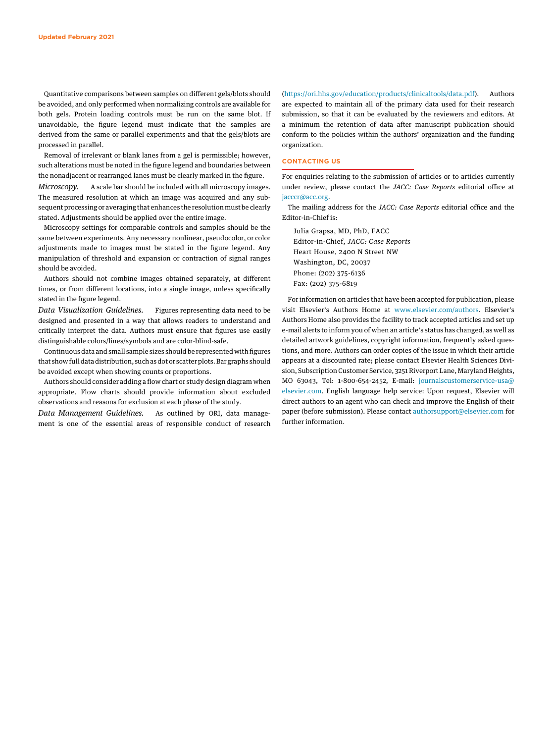Quantitative comparisons between samples on different gels/blots should be avoided, and only performed when normalizing controls are available for both gels. Protein loading controls must be run on the same blot. If unavoidable, the figure legend must indicate that the samples are derived from the same or parallel experiments and that the gels/blots are processed in parallel.

Removal of irrelevant or blank lanes from a gel is permissible; however, such alterations must be noted in the figure legend and boundaries between the nonadjacent or rearranged lanes must be clearly marked in the figure.

*Microscopy.* A scale bar should be included with all microscopy images. The measured resolution at which an image was acquired and any subsequent processing or averaging that enhances the resolution must be clearly stated. Adjustments should be applied over the entire image.

Microscopy settings for comparable controls and samples should be the same between experiments. Any necessary nonlinear, pseudocolor, or color adjustments made to images must be stated in the figure legend. Any manipulation of threshold and expansion or contraction of signal ranges should be avoided.

Authors should not combine images obtained separately, at different times, or from different locations, into a single image, unless specifically stated in the figure legend.

*Data Visualization Guidelines.* Figures representing data need to be designed and presented in a way that allows readers to understand and critically interpret the data. Authors must ensure that figures use easily distinguishable colors/lines/symbols and are color-blind-safe.

Continuous data and small sample sizes should be represented with figures that show full data distribution, such as dot or scatter plots. Bar graphs should be avoided except when showing counts or proportions.

Authors should consider adding a flow chart or study design diagram when appropriate. Flow charts should provide information about excluded observations and reasons for exclusion at each phase of the study.

*Data Management Guidelines.* As outlined by ORI, data management is one of the essential areas of responsible conduct of research (https://ori.hhs.gov/education/products/clinicaltools/data.pdf). Authors are expected to maintain all of the primary data used for their research submission, so that it can be evaluated by the reviewers and editors. At a minimum the retention of data after manuscript publication should conform to the policies within the authors' organization and the funding organization.

## CONTACTING US

For enquiries relating to the submission of articles or to articles currently under review, please contact the *JACC: Case Reports* editorial office at jacccr@acc.org.

The mailing address for the *JACC: Case Reports* editorial office and the Editor-in-Chief is:

Julia Grapsa, MD, PhD, FACC
Editor-in-Chief, *JACC: Case Reports*
Heart House, 2400 N Street NW
Washington, DC, 20037
Phone: (202) 375-6136
Fax: (202) 375-6819

For information on articles that have been accepted for publication, please visit Elsevier's Authors Home at www.elsevier.com/authors. Elsevier's Authors Home also provides the facility to track accepted articles and set up e-mail alerts to inform you of when an article's status has changed, as well as detailed artwork guidelines, copyright information, frequently asked questions, and more. Authors can order copies of the issue in which their article appears at a discounted rate; please contact Elsevier Health Sciences Division, Subscription Customer Service, 3251 Riverport Lane, Maryland Heights, MO 63043, Tel: 1-800-654-2452, E-mail: journalscustomerservice-usa@elsevier.com. English language help service: Upon request, Elsevier will direct authors to an agent who can check and improve the English of their paper (before submission). Please contact authorsupport@elsevier.com for further information.